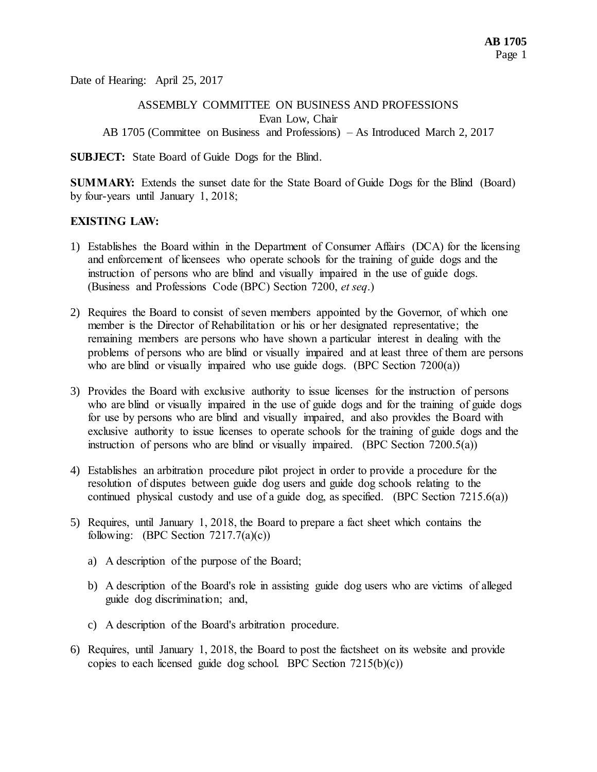Date of Hearing: April 25, 2017

ASSEMBLY COMMITTEE ON BUSINESS AND PROFESSIONS
Evan Low, Chair
AB 1705 (Committee on Business and Professions) – As Introduced March 2, 2017

**SUBJECT:** State Board of Guide Dogs for the Blind.

**SUMMARY:** Extends the sunset date for the State Board of Guide Dogs for the Blind (Board) by four-years until January 1, 2018;

**EXISTING LAW:**

1) Establishes the Board within in the Department of Consumer Affairs (DCA) for the licensing and enforcement of licensees who operate schools for the training of guide dogs and the instruction of persons who are blind and visually impaired in the use of guide dogs. (Business and Professions Code (BPC) Section 7200, *et seq*.)

2) Requires the Board to consist of seven members appointed by the Governor, of which one member is the Director of Rehabilitation or his or her designated representative; the remaining members are persons who have shown a particular interest in dealing with the problems of persons who are blind or visually impaired and at least three of them are persons who are blind or visually impaired who use guide dogs. (BPC Section 7200(a))

3) Provides the Board with exclusive authority to issue licenses for the instruction of persons who are blind or visually impaired in the use of guide dogs and for the training of guide dogs for use by persons who are blind and visually impaired, and also provides the Board with exclusive authority to issue licenses to operate schools for the training of guide dogs and the instruction of persons who are blind or visually impaired. (BPC Section 7200.5(a))

4) Establishes an arbitration procedure pilot project in order to provide a procedure for the resolution of disputes between guide dog users and guide dog schools relating to the continued physical custody and use of a guide dog, as specified. (BPC Section 7215.6(a))

5) Requires, until January 1, 2018, the Board to prepare a fact sheet which contains the following: (BPC Section 7217.7(a)(c))

   a) A description of the purpose of the Board;

   b) A description of the Board's role in assisting guide dog users who are victims of alleged guide dog discrimination; and,

   c) A description of the Board's arbitration procedure.

6) Requires, until January 1, 2018, the Board to post the factsheet on its website and provide copies to each licensed guide dog school. BPC Section 7215(b)(c))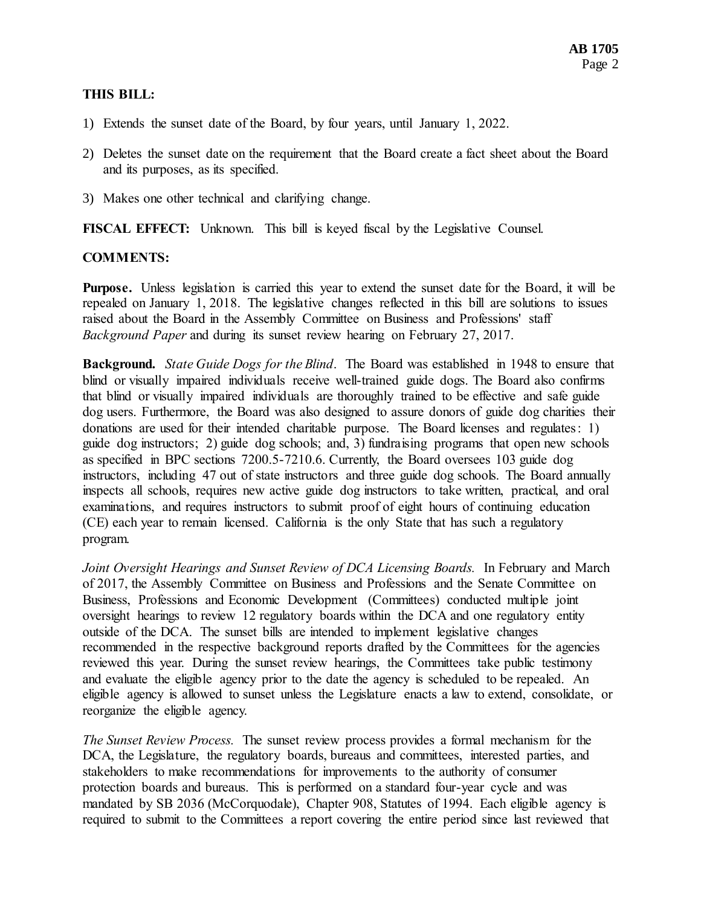**THIS BILL:**

1) Extends the sunset date of the Board, by four years, until January 1, 2022.

2) Deletes the sunset date on the requirement that the Board create a fact sheet about the Board and its purposes, as its specified.

3) Makes one other technical and clarifying change.

**FISCAL EFFECT:** Unknown. This bill is keyed fiscal by the Legislative Counsel.

**COMMENTS:**

**Purpose.** Unless legislation is carried this year to extend the sunset date for the Board, it will be repealed on January 1, 2018. The legislative changes reflected in this bill are solutions to issues raised about the Board in the Assembly Committee on Business and Professions' staff *Background Paper* and during its sunset review hearing on February 27, 2017.

**Background.** *State Guide Dogs for the Blind*. The Board was established in 1948 to ensure that blind or visually impaired individuals receive well-trained guide dogs. The Board also confirms that blind or visually impaired individuals are thoroughly trained to be effective and safe guide dog users. Furthermore, the Board was also designed to assure donors of guide dog charities their donations are used for their intended charitable purpose. The Board licenses and regulates: 1) guide dog instructors; 2) guide dog schools; and, 3) fundraising programs that open new schools as specified in BPC sections 7200.5-7210.6. Currently, the Board oversees 103 guide dog instructors, including 47 out of state instructors and three guide dog schools. The Board annually inspects all schools, requires new active guide dog instructors to take written, practical, and oral examinations, and requires instructors to submit proof of eight hours of continuing education (CE) each year to remain licensed. California is the only State that has such a regulatory program.

*Joint Oversight Hearings and Sunset Review of DCA Licensing Boards.* In February and March of 2017, the Assembly Committee on Business and Professions and the Senate Committee on Business, Professions and Economic Development (Committees) conducted multiple joint oversight hearings to review 12 regulatory boards within the DCA and one regulatory entity outside of the DCA. The sunset bills are intended to implement legislative changes recommended in the respective background reports drafted by the Committees for the agencies reviewed this year. During the sunset review hearings, the Committees take public testimony and evaluate the eligible agency prior to the date the agency is scheduled to be repealed. An eligible agency is allowed to sunset unless the Legislature enacts a law to extend, consolidate, or reorganize the eligible agency.

*The Sunset Review Process.* The sunset review process provides a formal mechanism for the DCA, the Legislature, the regulatory boards, bureaus and committees, interested parties, and stakeholders to make recommendations for improvements to the authority of consumer protection boards and bureaus. This is performed on a standard four-year cycle and was mandated by SB 2036 (McCorquodale), Chapter 908, Statutes of 1994. Each eligible agency is required to submit to the Committees a report covering the entire period since last reviewed that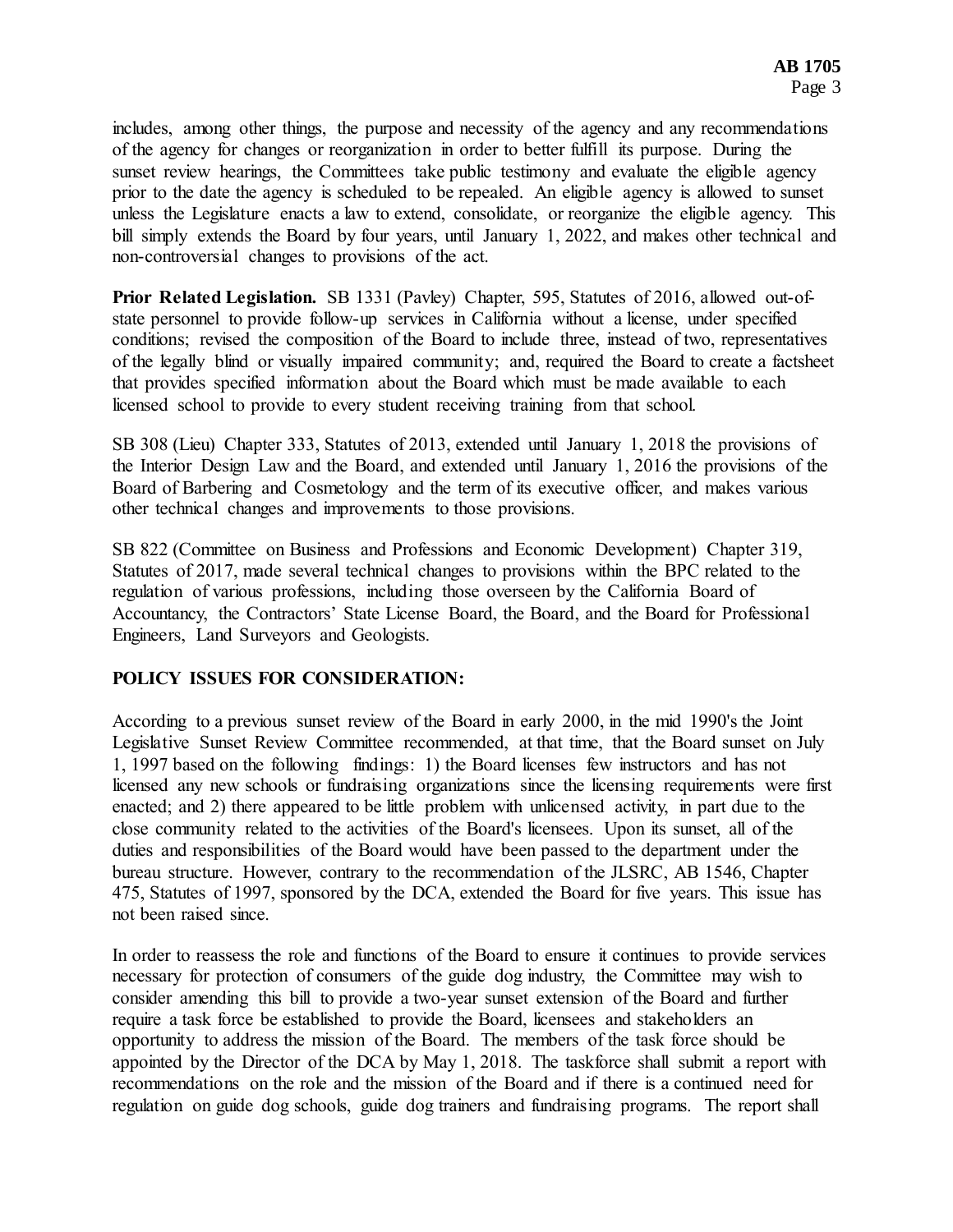includes, among other things, the purpose and necessity of the agency and any recommendations of the agency for changes or reorganization in order to better fulfill its purpose. During the sunset review hearings, the Committees take public testimony and evaluate the eligible agency prior to the date the agency is scheduled to be repealed. An eligible agency is allowed to sunset unless the Legislature enacts a law to extend, consolidate, or reorganize the eligible agency. This bill simply extends the Board by four years, until January 1, 2022, and makes other technical and non-controversial changes to provisions of the act.

**Prior Related Legislation.** SB 1331 (Pavley) Chapter, 595, Statutes of 2016, allowed out-of-state personnel to provide follow-up services in California without a license, under specified conditions; revised the composition of the Board to include three, instead of two, representatives of the legally blind or visually impaired community; and, required the Board to create a factsheet that provides specified information about the Board which must be made available to each licensed school to provide to every student receiving training from that school.

SB 308 (Lieu) Chapter 333, Statutes of 2013, extended until January 1, 2018 the provisions of the Interior Design Law and the Board, and extended until January 1, 2016 the provisions of the Board of Barbering and Cosmetology and the term of its executive officer, and makes various other technical changes and improvements to those provisions.

SB 822 (Committee on Business and Professions and Economic Development) Chapter 319, Statutes of 2017, made several technical changes to provisions within the BPC related to the regulation of various professions, including those overseen by the California Board of Accountancy, the Contractors' State License Board, the Board, and the Board for Professional Engineers, Land Surveyors and Geologists.

**POLICY ISSUES FOR CONSIDERATION:**

According to a previous sunset review of the Board in early 2000, in the mid 1990's the Joint Legislative Sunset Review Committee recommended, at that time, that the Board sunset on July 1, 1997 based on the following findings: 1) the Board licenses few instructors and has not licensed any new schools or fundraising organizations since the licensing requirements were first enacted; and 2) there appeared to be little problem with unlicensed activity, in part due to the close community related to the activities of the Board's licensees. Upon its sunset, all of the duties and responsibilities of the Board would have been passed to the department under the bureau structure. However, contrary to the recommendation of the JLSRC, AB 1546, Chapter 475, Statutes of 1997, sponsored by the DCA, extended the Board for five years. This issue has not been raised since.

In order to reassess the role and functions of the Board to ensure it continues to provide services necessary for protection of consumers of the guide dog industry, the Committee may wish to consider amending this bill to provide a two-year sunset extension of the Board and further require a task force be established to provide the Board, licensees and stakeholders an opportunity to address the mission of the Board. The members of the task force should be appointed by the Director of the DCA by May 1, 2018. The taskforce shall submit a report with recommendations on the role and the mission of the Board and if there is a continued need for regulation on guide dog schools, guide dog trainers and fundraising programs. The report shall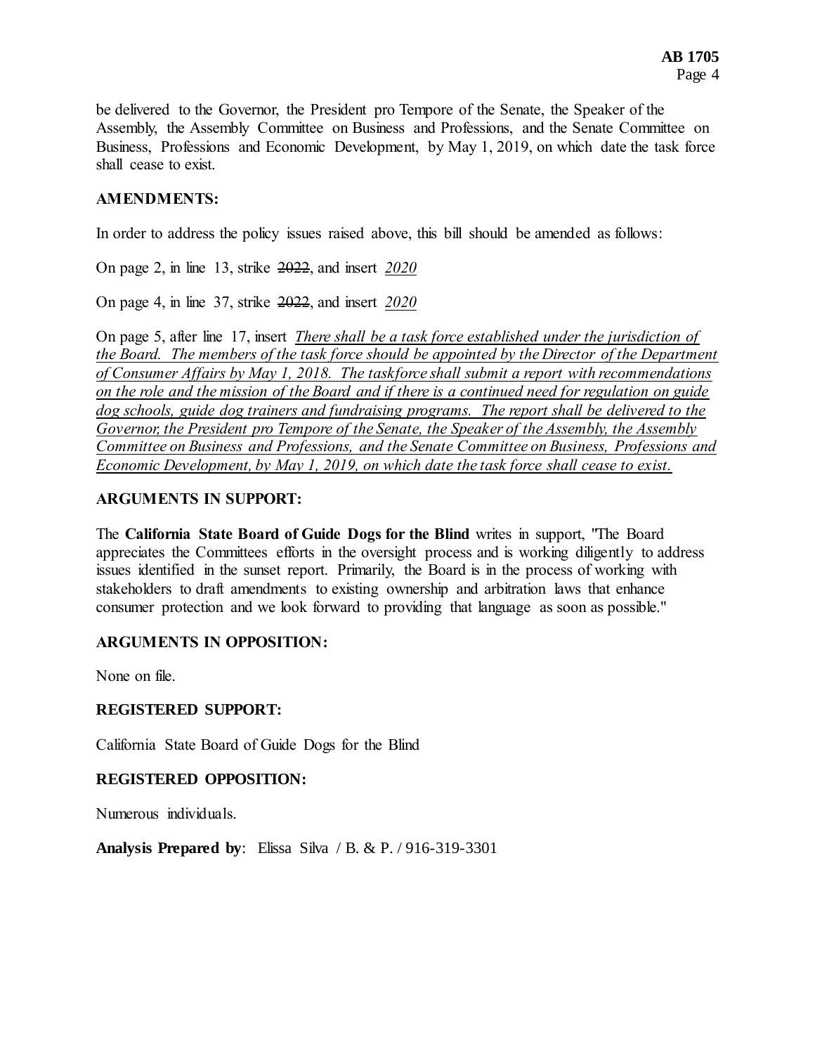be delivered to the Governor, the President pro Tempore of the Senate, the Speaker of the Assembly, the Assembly Committee on Business and Professions, and the Senate Committee on Business, Professions and Economic Development, by May 1, 2019, on which date the task force shall cease to exist.

**AMENDMENTS:**

In order to address the policy issues raised above, this bill should be amended as follows:

On page 2, in line 13, strike ~~2022~~, and insert *2020*

On page 4, in line 37, strike ~~2022~~, and insert *2020*

On page 5, after line 17, insert *There shall be a task force established under the jurisdiction of the Board. The members of the task force should be appointed by the Director of the Department of Consumer Affairs by May 1, 2018. The taskforce shall submit a report with recommendations on the role and the mission of the Board and if there is a continued need for regulation on guide dog schools, guide dog trainers and fundraising programs. The report shall be delivered to the Governor, the President pro Tempore of the Senate, the Speaker of the Assembly, the Assembly Committee on Business and Professions, and the Senate Committee on Business, Professions and Economic Development, by May 1, 2019, on which date the task force shall cease to exist.*

**ARGUMENTS IN SUPPORT:**

The **California State Board of Guide Dogs for the Blind** writes in support, "The Board appreciates the Committees efforts in the oversight process and is working diligently to address issues identified in the sunset report. Primarily, the Board is in the process of working with stakeholders to draft amendments to existing ownership and arbitration laws that enhance consumer protection and we look forward to providing that language as soon as possible."

**ARGUMENTS IN OPPOSITION:**

None on file.

**REGISTERED SUPPORT:**

California State Board of Guide Dogs for the Blind

**REGISTERED OPPOSITION:**

Numerous individuals.

**Analysis Prepared by**: Elissa Silva / B. & P. / 916-319-3301